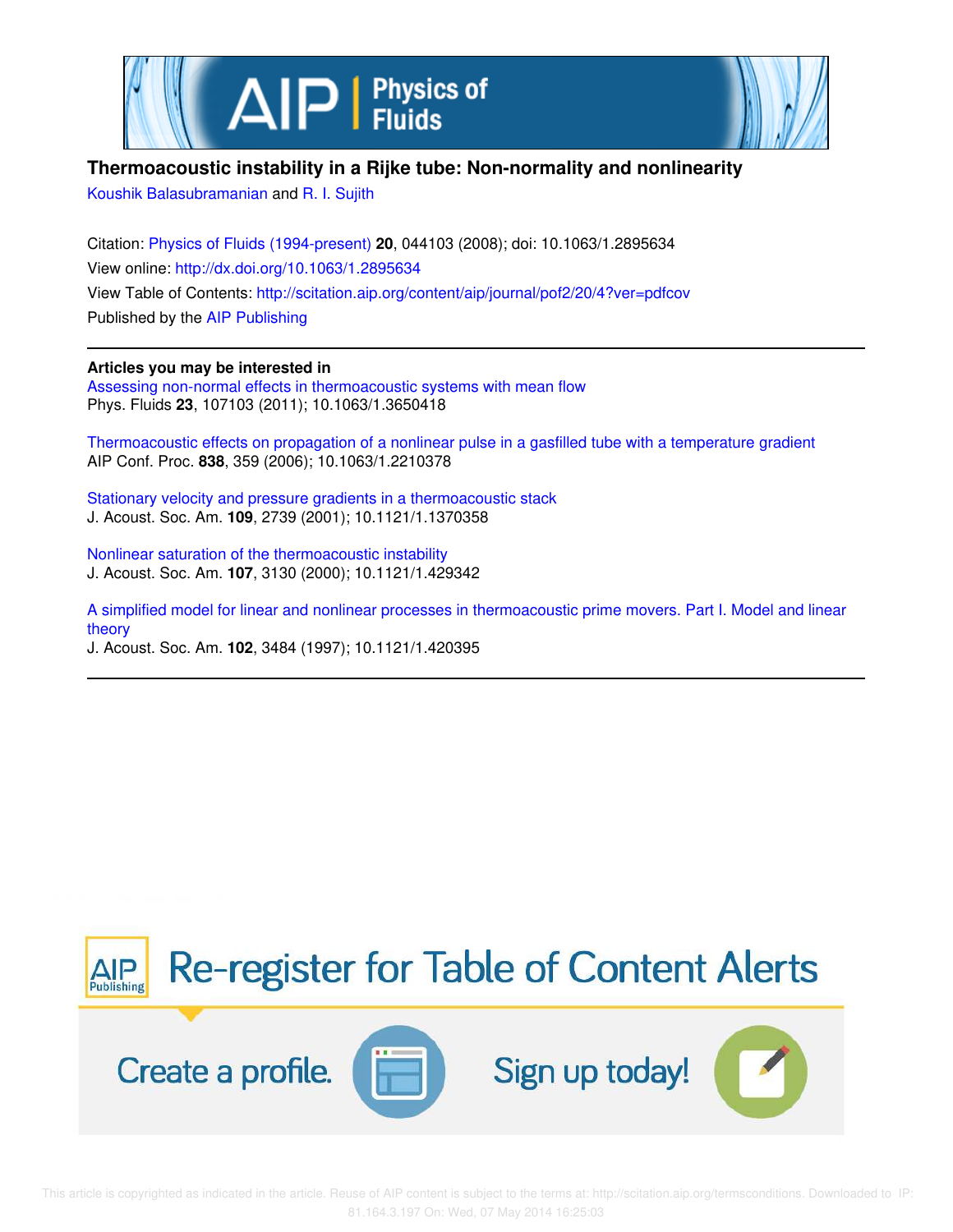# Thermoacoustic instability in a Rijke tube: Non-normality and nonlinearity

Koushik Balasubramanian and R. I. Sujith

Citation: Physics of Fluids (1994-present) **20**, 044103 (2008); doi: 10.1063/1.2895634

View online: http://dx.doi.org/10.1063/1.2895634

View Table of Contents: http://scitation.aip.org/content/aip/journal/pof2/20/4?ver=pdfcov

Published by the AIP Publishing

---

**Articles you may be interested in**

Assessing non-normal effects in thermoacoustic systems with mean flow
Phys. Fluids **23**, 107103 (2011); 10.1063/1.3650418

Thermoacoustic effects on propagation of a nonlinear pulse in a gasfilled tube with a temperature gradient
AIP Conf. Proc. **838**, 359 (2006); 10.1063/1.2210378

Stationary velocity and pressure gradients in a thermoacoustic stack
J. Acoust. Soc. Am. **109**, 2739 (2001); 10.1121/1.1370358

Nonlinear saturation of the thermoacoustic instability
J. Acoust. Soc. Am. **107**, 3130 (2000); 10.1121/1.429342

A simplified model for linear and nonlinear processes in thermoacoustic prime movers. Part I. Model and linear theory
J. Acoust. Soc. Am. **102**, 3484 (1997); 10.1121/1.420395

---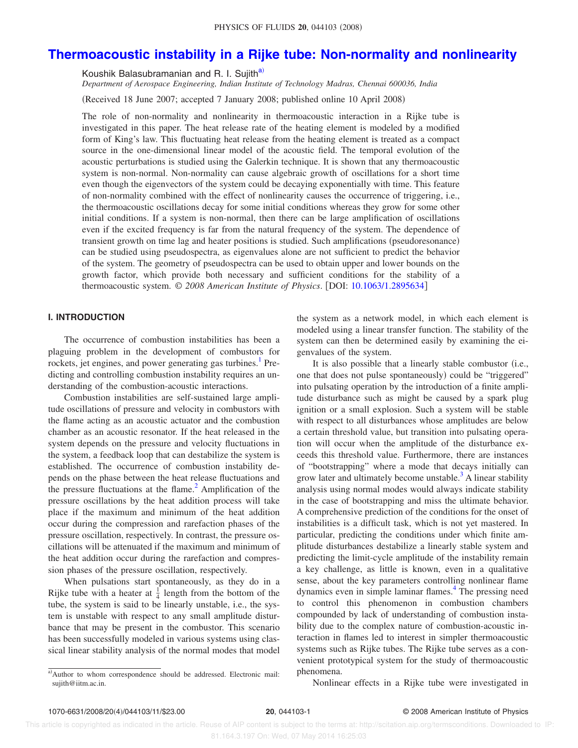# Thermoacoustic instability in a Rijke tube: Non-normality and nonlinearity

Koushik Balasubramanian and R. I. Sujith[a]

*Department of Aerospace Engineering, Indian Institute of Technology Madras, Chennai 600036, India*

(Received 18 June 2007; accepted 7 January 2008; published online 10 April 2008)

The role of non-normality and nonlinearity in thermoacoustic interaction in a Rijke tube is investigated in this paper. The heat release rate of the heating element is modeled by a modified form of King's law. This fluctuating heat release from the heating element is treated as a compact source in the one-dimensional linear model of the acoustic field. The temporal evolution of the acoustic perturbations is studied using the Galerkin technique. It is shown that any thermoacoustic system is non-normal. Non-normality can cause algebraic growth of oscillations for a short time even though the eigenvectors of the system could be decaying exponentially with time. This feature of non-normality combined with the effect of nonlinearity causes the occurrence of triggering, i.e., the thermoacoustic oscillations decay for some initial conditions whereas they grow for some other initial conditions. If a system is non-normal, then there can be large amplification of oscillations even if the excited frequency is far from the natural frequency of the system. The dependence of transient growth on time lag and heater positions is studied. Such amplifications (pseudoresonance) can be studied using pseudospectra, as eigenvalues alone are not sufficient to predict the behavior of the system. The geometry of pseudospectra can be used to obtain upper and lower bounds on the growth factor, which provide both necessary and sufficient conditions for the stability of a thermoacoustic system. *© 2008 American Institute of Physics*. [DOI: 10.1063/1.2895634]

## I. INTRODUCTION

The occurrence of combustion instabilities has been a plaguing problem in the development of combustors for rockets, jet engines, and power generating gas turbines.[1] Predicting and controlling combustion instability requires an understanding of the combustion-acoustic interactions.

Combustion instabilities are self-sustained large amplitude oscillations of pressure and velocity in combustors with the flame acting as an acoustic actuator and the combustion chamber as an acoustic resonator. If the heat released in the system depends on the pressure and velocity fluctuations in the system, a feedback loop that can destabilize the system is established. The occurrence of combustion instability depends on the phase between the heat release fluctuations and the pressure fluctuations at the flame.[2] Amplification of the pressure oscillations by the heat addition process will take place if the maximum and minimum of the heat addition occur during the compression and rarefaction phases of the pressure oscillation, respectively. In contrast, the pressure oscillations will be attenuated if the maximum and minimum of the heat addition occur during the rarefaction and compression phases of the pressure oscillation, respectively.

When pulsations start spontaneously, as they do in a Rijke tube with a heater at $\frac{1}{4}$ length from the bottom of the tube, the system is said to be linearly unstable, i.e., the system is unstable with respect to any small amplitude disturbance that may be present in the combustor. This scenario has been successfully modeled in various systems using classical linear stability analysis of the normal modes that model the system as a network model, in which each element is modeled using a linear transfer function. The stability of the system can then be determined easily by examining the eigenvalues of the system.

It is also possible that a linearly stable combustor (i.e., one that does not pulse spontaneously) could be "triggered" into pulsating operation by the introduction of a finite amplitude disturbance such as might be caused by a spark plug ignition or a small explosion. Such a system will be stable with respect to all disturbances whose amplitudes are below a certain threshold value, but transition into pulsating operation will occur when the amplitude of the disturbance exceeds this threshold value. Furthermore, there are instances of "bootstrapping" where a mode that decays initially can grow later and ultimately become unstable.[3] A linear stability analysis using normal modes would always indicate stability in the case of bootstrapping and miss the ultimate behavior. A comprehensive prediction of the conditions for the onset of instabilities is a difficult task, which is not yet mastered. In particular, predicting the conditions under which finite amplitude disturbances destabilize a linearly stable system and predicting the limit-cycle amplitude of the instability remain a key challenge, as little is known, even in a qualitative sense, about the key parameters controlling nonlinear flame dynamics even in simple laminar flames.[4] The pressing need to control this phenomenon in combustion chambers compounded by lack of understanding of combustion instability due to the complex nature of combustion-acoustic interaction in flames led to interest in simpler thermoacoustic systems such as Rijke tubes. The Rijke tube serves as a convenient prototypical system for the study of thermoacoustic phenomena.

Nonlinear effects in a Rijke tube were investigated in

[a]Author to whom correspondence should be addressed. Electronic mail: sujith@iitm.ac.in.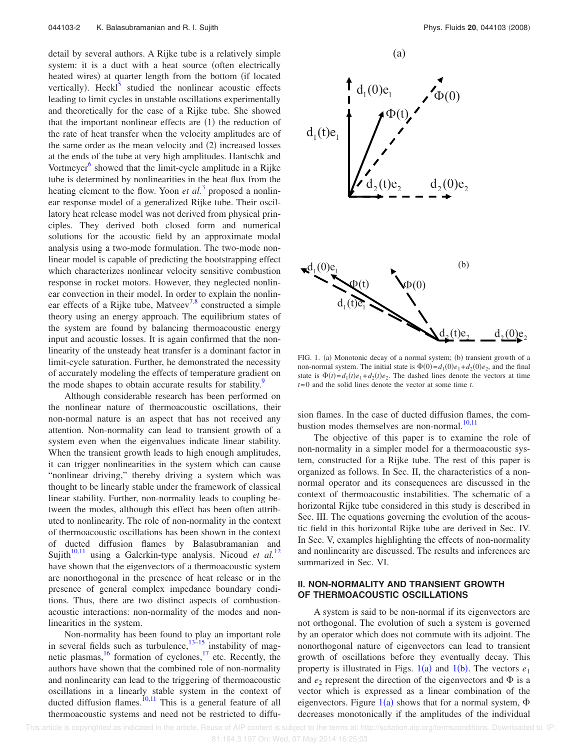detail by several authors. A Rijke tube is a relatively simple system: it is a duct with a heat source (often electrically heated wires) at quarter length from the bottom (if located vertically). Heckl[5] studied the nonlinear acoustic effects leading to limit cycles in unstable oscillations experimentally and theoretically for the case of a Rijke tube. She showed that the important nonlinear effects are (1) the reduction of the rate of heat transfer when the velocity amplitudes are of the same order as the mean velocity and (2) increased losses at the ends of the tube at very high amplitudes. Hantschk and Vortmeyer[6] showed that the limit-cycle amplitude in a Rijke tube is determined by nonlinearities in the heat flux from the heating element to the flow. Yoon *et al.*[3] proposed a nonlinear response model of a generalized Rijke tube. Their oscillatory heat release model was not derived from physical principles. They derived both closed form and numerical solutions for the acoustic field by an approximate modal analysis using a two-mode formulation. The two-mode nonlinear model is capable of predicting the bootstrapping effect which characterizes nonlinear velocity sensitive combustion response in rocket motors. However, they neglected nonlinear convection in their model. In order to explain the nonlinear effects of a Rijke tube, Matveev[7,8] constructed a simple theory using an energy approach. The equilibrium states of the system are found by balancing thermoacoustic energy input and acoustic losses. It is again confirmed that the nonlinearity of the unsteady heat transfer is a dominant factor in limit-cycle saturation. Further, he demonstrated the necessity of accurately modeling the effects of temperature gradient on the mode shapes to obtain accurate results for stability.[9]

Although considerable research has been performed on the nonlinear nature of thermoacoustic oscillations, their non-normal nature is an aspect that has not received any attention. Non-normality can lead to transient growth of a system even when the eigenvalues indicate linear stability. When the transient growth leads to high enough amplitudes, it can trigger nonlinearities in the system which can cause "nonlinear driving," thereby driving a system which was thought to be linearly stable under the framework of classical linear stability. Further, non-normality leads to coupling between the modes, although this effect has been often attributed to nonlinearity. The role of non-normality in the context of thermoacoustic oscillations has been shown in the context of ducted diffusion flames by Balasubramanian and Sujith[10,11] using a Galerkin-type analysis. Nicoud *et al.*[12] have shown that the eigenvectors of a thermoacoustic system are nonorthogonal in the presence of heat release or in the presence of general complex impedance boundary conditions. Thus, there are two distinct aspects of combustion-acoustic interactions: non-normality of the modes and nonlinearities in the system.

Non-normality has been found to play an important role in several fields such as turbulence,[13–15] instability of magnetic plasmas,[16] formation of cyclones,[17] etc. Recently, the authors have shown that the combined role of non-normality and nonlinearity can lead to the triggering of thermoacoustic oscillations in a linearly stable system in the context of ducted diffusion flames.[10,11] This is a general feature of all thermoacoustic systems and need not be restricted to diffusion flames. In the case of ducted diffusion flames, the combustion modes themselves are non-normal.[10,11]

(a)

$d_1(0)e_1$ $\Phi(0)$ $\Phi(t)$ $d_1(t)e_1$ $d_2(t)e_2$ $d_2(0)e_2$

(b)

$d_1(0)e_1$ $\Phi(t)$ $\Phi(0)$ $d_1(t)e_1$ $d_2(t)e_2$ $d_2(0)e_2$

FIG. 1. (a) Monotonic decay of a normal system; (b) transient growth of a non-normal system. The initial state is $\Phi(0)=d_1(0)e_1+d_2(0)e_2$, and the final state is $\Phi(t)=d_1(t)e_1+d_2(t)e_2$. The dashed lines denote the vectors at time $t=0$ and the solid lines denote the vector at some time $t$.

The objective of this paper is to examine the role of non-normality in a simpler model for a thermoacoustic system, constructed for a Rijke tube. The rest of this paper is organized as follows. In Sec. II, the characteristics of a non-normal operator and its consequences are discussed in the context of thermoacoustic instabilities. The schematic of a horizontal Rijke tube considered in this study is described in Sec. III. The equations governing the evolution of the acoustic field in this horizontal Rijke tube are derived in Sec. IV. In Sec. V, examples highlighting the effects of non-normality and nonlinearity are discussed. The results and inferences are summarized in Sec. VI.

## II. NON-NORMALITY AND TRANSIENT GROWTH OF THERMOACOUSTIC OSCILLATIONS

A system is said to be non-normal if its eigenvectors are not orthogonal. The evolution of such a system is governed by an operator which does not commute with its adjoint. The nonorthogonal nature of eigenvectors can lead to transient growth of oscillations before they eventually decay. This property is illustrated in Figs. 1(a) and 1(b). The vectors $e_1$ and $e_2$ represent the direction of the eigenvectors and $\Phi$ is a vector which is expressed as a linear combination of the eigenvectors. Figure 1(a) shows that for a normal system, $\Phi$ decreases monotonically if the amplitudes of the individual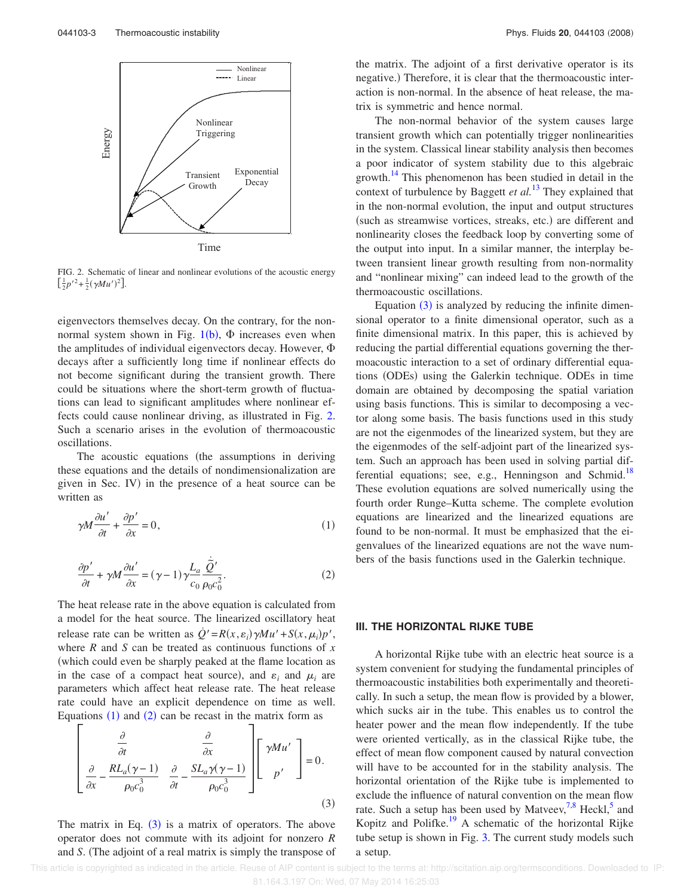Nonlinear

Linear

Energy

Nonlinear Triggering

Transient Growth

Exponential Decay

Time

FIG. 2. Schematic of linear and nonlinear evolutions of the acoustic energy $[\frac{1}{2}p'^2+\frac{1}{2}(\gamma M u')^2]$.

eigenvectors themselves decay. On the contrary, for the non-normal system shown in Fig. 1(b), $\Phi$ increases even when the amplitudes of individual eigenvectors decay. However, $\Phi$ decays after a sufficiently long time if nonlinear effects do not become significant during the transient growth. There could be situations where the short-term growth of fluctuations can lead to significant amplitudes where nonlinear effects could cause nonlinear driving, as illustrated in Fig. 2. Such a scenario arises in the evolution of thermoacoustic oscillations.

The acoustic equations (the assumptions in deriving these equations and the details of nondimensionalization are given in Sec. IV) in the presence of a heat source can be written as

$$\gamma M \frac{\partial u'}{\partial t} + \frac{\partial p'}{\partial x} = 0, \tag{1}$$

$$\frac{\partial p'}{\partial t} + \gamma M \frac{\partial u'}{\partial x} = (\gamma - 1)\gamma \frac{L_a}{c_0} \frac{\dot{\tilde{Q}}'}{\rho_0 c_0^2}. \tag{2}$$

The heat release rate in the above equation is calculated from a model for the heat source. The linearized oscillatory heat release rate can be written as $\dot{Q}' = R(x, \varepsilon_i)\gamma M u' + S(x, \mu_i) p'$, where $R$ and $S$ can be treated as continuous functions of $x$ (which could even be sharply peaked at the flame location as in the case of a compact heat source), and $\varepsilon_i$ and $\mu_i$ are parameters which affect heat release rate. The heat release rate could have an explicit dependence on time as well. Equations (1) and (2) can be recast in the matrix form as

$$\begin{bmatrix} \dfrac{\partial}{\partial t} & \dfrac{\partial}{\partial x} \\ \dfrac{\partial}{\partial x} - \dfrac{R L_a (\gamma - 1)}{\rho_0 c_0^3} & \dfrac{\partial}{\partial t} - \dfrac{S L_a \gamma(\gamma - 1)}{\rho_0 c_0^3} \end{bmatrix} \begin{bmatrix} \gamma M u' \\ p' \end{bmatrix} = 0. \tag{3}$$

The matrix in Eq. (3) is a matrix of operators. The above operator does not commute with its adjoint for nonzero $R$ and $S$. (The adjoint of a real matrix is simply the transpose of the matrix. The adjoint of a first derivative operator is its negative.) Therefore, it is clear that the thermoacoustic interaction is non-normal. In the absence of heat release, the matrix is symmetric and hence normal.

The non-normal behavior of the system causes large transient growth which can potentially trigger nonlinearities in the system. Classical linear stability analysis then becomes a poor indicator of system stability due to this algebraic growth.[14] This phenomenon has been studied in detail in the context of turbulence by Baggett *et al.*[13] They explained that in the non-normal evolution, the input and output structures (such as streamwise vortices, streaks, etc.) are different and nonlinearity closes the feedback loop by converting some of the output into input. In a similar manner, the interplay between transient linear growth resulting from non-normality and "nonlinear mixing" can indeed lead to the growth of the thermoacoustic oscillations.

Equation (3) is analyzed by reducing the infinite dimensional operator to a finite dimensional operator, such as a finite dimensional matrix. In this paper, this is achieved by reducing the partial differential equations governing the thermoacoustic interaction to a set of ordinary differential equations (ODEs) using the Galerkin technique. ODEs in time domain are obtained by decomposing the spatial variation using basis functions. This is similar to decomposing a vector along some basis. The basis functions used in this study are not the eigenmodes of the linearized system, but they are the eigenmodes of the self-adjoint part of the linearized system. Such an approach has been used in solving partial differential equations; see, e.g., Henningson and Schmid.[18] These evolution equations are solved numerically using the fourth order Runge–Kutta scheme. The complete evolution equations are linearized and the linearized equations are found to be non-normal. It must be emphasized that the eigenvalues of the linearized equations are not the wave numbers of the basis functions used in the Galerkin technique.

## III. THE HORIZONTAL RIJKE TUBE

A horizontal Rijke tube with an electric heat source is a system convenient for studying the fundamental principles of thermoacoustic instabilities both experimentally and theoretically. In such a setup, the mean flow is provided by a blower, which sucks air in the tube. This enables us to control the heater power and the mean flow independently. If the tube were oriented vertically, as in the classical Rijke tube, the effect of mean flow component caused by natural convection will have to be accounted for in the stability analysis. The horizontal orientation of the Rijke tube is implemented to exclude the influence of natural convection on the mean flow rate. Such a setup has been used by Matveev,[7,8] Heckl,[5] and Kopitz and Polifke.[19] A schematic of the horizontal Rijke tube setup is shown in Fig. 3. The current study models such a setup.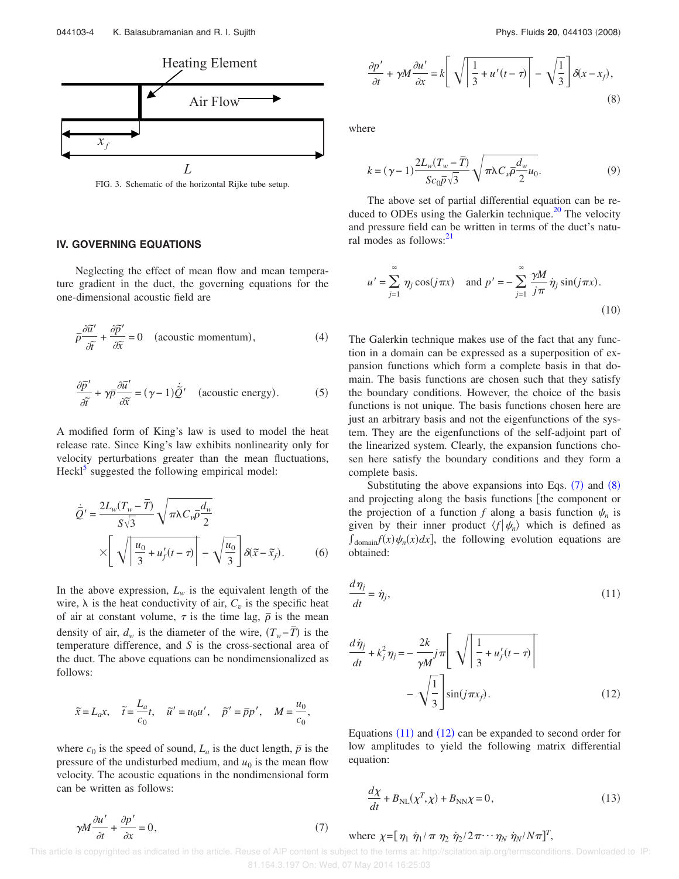Heating Element

Air Flow

$x_f$

$L$

FIG. 3. Schematic of the horizontal Rijke tube setup.

## IV. GOVERNING EQUATIONS

Neglecting the effect of mean flow and mean temperature gradient in the duct, the governing equations for the one-dimensional acoustic field are

$$\bar{\rho}\frac{\partial \tilde{u}'}{\partial \tilde{t}} + \frac{\partial \tilde{p}'}{\partial \tilde{x}} = 0 \quad \text{(acoustic momentum)}, \tag{4}$$

$$\frac{\partial \tilde{p}'}{\partial \tilde{t}} + \gamma \bar{p}\frac{\partial \tilde{u}'}{\partial \tilde{x}} = (\gamma - 1)\dot{\tilde{Q}}' \quad \text{(acoustic energy)}. \tag{5}$$

A modified form of King's law is used to model the heat release rate. Since King's law exhibits nonlinearity only for velocity perturbations greater than the mean fluctuations, Heckl[5] suggested the following empirical model:

$$\dot{\tilde{Q}}' = \frac{2L_w(T_w - \bar{T})}{S\sqrt{3}}\sqrt{\pi\lambda C_v \bar{\rho}\frac{d_w}{2}} \times \left[\sqrt{\left|\frac{u_0}{3} + u_f'(t-\tau)\right|} - \sqrt{\frac{u_0}{3}}\right]\delta(\tilde{x} - \tilde{x}_f). \tag{6}$$

In the above expression, $L_w$ is the equivalent length of the wire, $\lambda$ is the heat conductivity of air, $C_v$ is the specific heat of air at constant volume, $\tau$ is the time lag, $\bar{\rho}$ is the mean density of air, $d_w$ is the diameter of the wire, $(T_w - \bar{T})$ is the temperature difference, and $S$ is the cross-sectional area of the duct. The above equations can be nondimensionalized as follows:

$$\tilde{x} = L_a x, \quad \tilde{t} = \frac{L_a}{c_0}t, \quad \tilde{u}' = u_0 u', \quad \tilde{p}' = \bar{p}p', \quad M = \frac{u_0}{c_0},$$

where $c_0$ is the speed of sound, $L_a$ is the duct length, $\bar{p}$ is the pressure of the undisturbed medium, and $u_0$ is the mean flow velocity. The acoustic equations in the nondimensional form can be written as follows:

$$\gamma M\frac{\partial u'}{\partial t} + \frac{\partial p'}{\partial x} = 0, \tag{7}$$

$$\frac{\partial p'}{\partial t} + \gamma M\frac{\partial u'}{\partial x} = k\left[\sqrt{\left|\frac{1}{3} + u'(t-\tau)\right|} - \sqrt{\frac{1}{3}}\right]\delta(x - x_f), \tag{8}$$

where

$$k = (\gamma - 1)\frac{2L_w(T_w - \bar{T})}{Sc_0\bar{p}\sqrt{3}}\sqrt{\pi\lambda C_v \bar{\rho}\frac{d_w}{2}u_0}. \tag{9}$$

The above set of partial differential equation can be reduced to ODEs using the Galerkin technique.[20] The velocity and pressure field can be written in terms of the duct's natural modes as follows:[21]

$$u' = \sum_{j=1}^{\infty}\eta_j\cos(j\pi x) \quad \text{and } p' = -\sum_{j=1}^{\infty}\frac{\gamma M}{j\pi}\dot{\eta}_j\sin(j\pi x). \tag{10}$$

The Galerkin technique makes use of the fact that any function in a domain can be expressed as a superposition of expansion functions which form a complete basis in that domain. The basis functions are chosen such that they satisfy the boundary conditions. However, the choice of the basis functions is not unique. The basis functions chosen here are just an arbitrary basis and not the eigenfunctions of the system. They are the eigenfunctions of the self-adjoint part of the linearized system. Clearly, the expansion functions chosen here satisfy the boundary conditions and they form a complete basis.

Substituting the above expansions into Eqs. (7) and (8) and projecting along the basis functions [the component or the projection of a function $f$ along a basis function $\psi_n$ is given by their inner product $\langle f|\psi_n\rangle$ which is defined as $\int_{\text{domain}} f(x)\psi_n(x)dx$], the following evolution equations are obtained:

$$\frac{d\eta_j}{dt} = \dot{\eta}_j, \tag{11}$$

$$\frac{d\dot{\eta}_j}{dt} + k_j^2\eta_j = -\frac{2k}{\gamma M}j\pi\left[\sqrt{\left|\frac{1}{3} + u_f'(t-\tau)\right|} - \sqrt{\frac{1}{3}}\right]\sin(j\pi x_f). \tag{12}$$

Equations (11) and (12) can be expanded to second order for low amplitudes to yield the following matrix differential equation:

$$\frac{d\chi}{dt} + B_{\text{NL}}(\chi^T, \chi) + B_{\text{NN}}\chi = 0, \tag{13}$$

where $\chi = [\eta_1 \; \dot{\eta}_1/\pi \; \eta_2 \; \dot{\eta}_2/2\pi \cdots \eta_N \; \dot{\eta}_N/N\pi]^T$,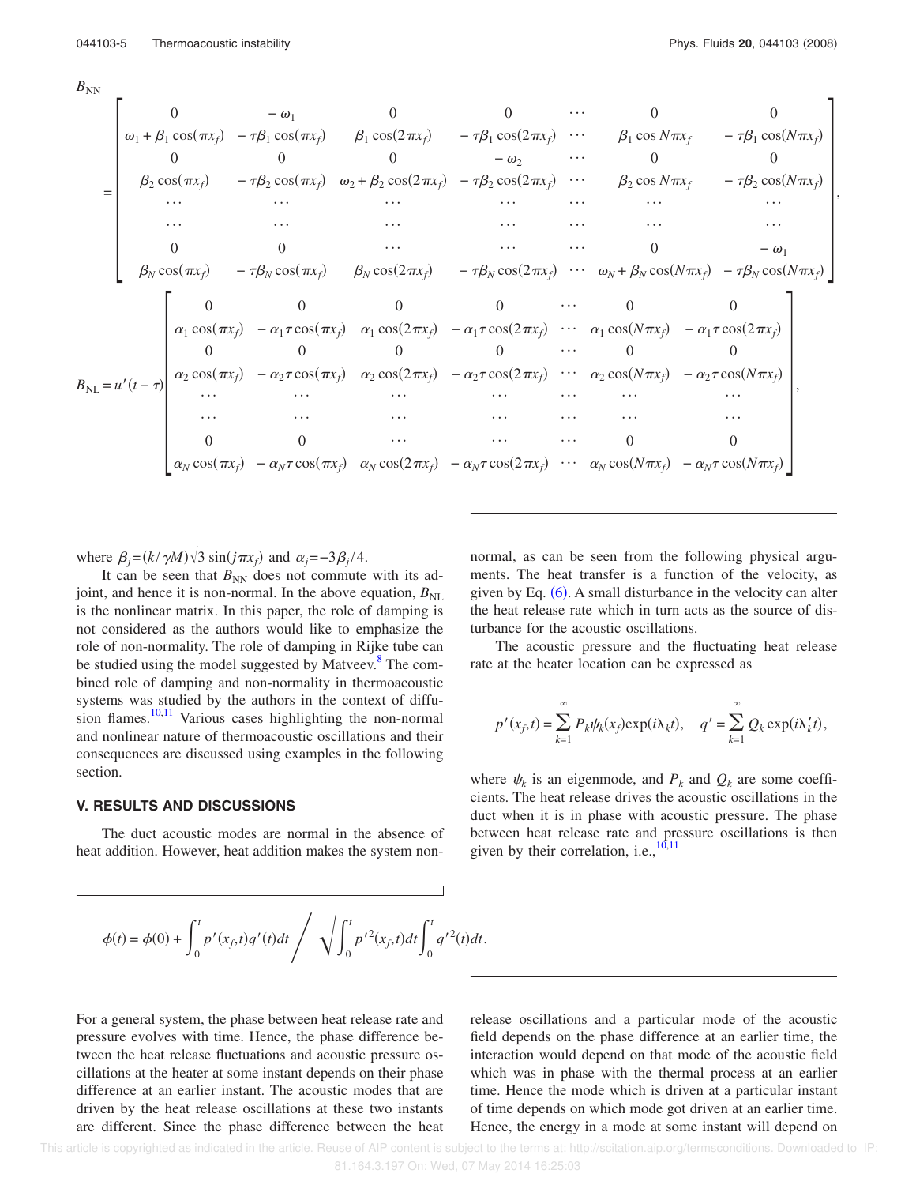$$B_{\mathrm{NN}} = \begin{bmatrix} 0 & -\omega_1 & 0 & 0 & \cdots & 0 & 0 \\ \omega_1+\beta_1\cos(\pi x_f) & -\tau\beta_1\cos(\pi x_f) & \beta_1\cos(2\pi x_f) & -\tau\beta_1\cos(2\pi x_f) & \cdots & \beta_1\cos N\pi x_f & -\tau\beta_1\cos(N\pi x_f) \\ 0 & 0 & 0 & -\omega_2 & \cdots & 0 & 0 \\ \beta_2\cos(\pi x_f) & -\tau\beta_2\cos(\pi x_f) & \omega_2+\beta_2\cos(2\pi x_f) & -\tau\beta_2\cos(2\pi x_f) & \cdots & \beta_2\cos N\pi x_f & -\tau\beta_2\cos(N\pi x_f) \\ \cdots & \cdots & \cdots & \cdots & \cdots & \cdots & \cdots \\ \cdots & \cdots & \cdots & \cdots & \cdots & \cdots & \cdots \\ 0 & 0 & \cdots & \cdots & \cdots & 0 & -\omega_1 \\ \beta_N\cos(\pi x_f) & -\tau\beta_N\cos(\pi x_f) & \beta_N\cos(2\pi x_f) & -\tau\beta_N\cos(2\pi x_f) & \cdots & \omega_N+\beta_N\cos(N\pi x_f) & -\tau\beta_N\cos(N\pi x_f) \end{bmatrix},$$

$$B_{\mathrm{NL}} = u'(t-\tau)\begin{bmatrix} 0 & 0 & 0 & 0 & \cdots & 0 & 0 \\ \alpha_1\cos(\pi x_f) & -\alpha_1\tau\cos(\pi x_f) & \alpha_1\cos(2\pi x_f) & -\alpha_1\tau\cos(2\pi x_f) & \cdots & \alpha_1\cos(N\pi x_f) & -\alpha_1\tau\cos(2\pi x_f) \\ 0 & 0 & 0 & 0 & \cdots & 0 & 0 \\ \alpha_2\cos(\pi x_f) & -\alpha_2\tau\cos(\pi x_f) & \alpha_2\cos(2\pi x_f) & -\alpha_2\tau\cos(2\pi x_f) & \cdots & \alpha_2\cos(N\pi x_f) & -\alpha_2\tau\cos(N\pi x_f) \\ \cdots & \cdots & \cdots & \cdots & \cdots & \cdots & \cdots \\ \cdots & \cdots & \cdots & \cdots & \cdots & \cdots & \cdots \\ 0 & 0 & \cdots & \cdots & \cdots & 0 & 0 \\ \alpha_N\cos(\pi x_f) & -\alpha_N\tau\cos(\pi x_f) & \alpha_N\cos(2\pi x_f) & -\alpha_N\tau\cos(2\pi x_f) & \cdots & \alpha_N\cos(N\pi x_f) & -\alpha_N\tau\cos(N\pi x_f) \end{bmatrix},$$

where $\beta_j=(k/\gamma M)\sqrt{3}\sin(j\pi x_f)$ and $\alpha_j=-3\beta_j/4$.

It can be seen that $B_{\mathrm{NN}}$ does not commute with its adjoint, and hence it is non-normal. In the above equation, $B_{\mathrm{NL}}$ is the nonlinear matrix. In this paper, the role of damping is not considered as the authors would like to emphasize the role of non-normality. The role of damping in Rijke tube can be studied using the model suggested by Matveev.[8] The combined role of damping and non-normality in thermoacoustic systems was studied by the authors in the context of diffusion flames.[10,11] Various cases highlighting the non-normal and nonlinear nature of thermoacoustic oscillations and their consequences are discussed using examples in the following section.

## V. RESULTS AND DISCUSSIONS

The duct acoustic modes are normal in the absence of heat addition. However, heat addition makes the system non-normal, as can be seen from the following physical arguments. The heat transfer is a function of the velocity, as given by Eq. (6). A small disturbance in the velocity can alter the heat release rate which in turn acts as the source of disturbance for the acoustic oscillations.

The acoustic pressure and the fluctuating heat release rate at the heater location can be expressed as

$$p'(x_f,t)=\sum_{k=1}^{\infty}P_k\psi_k(x_f)\exp(i\lambda_k t), \quad q'=\sum_{k=1}^{\infty}Q_k\exp(i\lambda_k' t),$$

where $\psi_k$ is an eigenmode, and $P_k$ and $Q_k$ are some coefficients. The heat release drives the acoustic oscillations in the duct when it is in phase with acoustic pressure. The phase between heat release rate and pressure oscillations is then given by their correlation, i.e.,[10,11]

$$\phi(t)=\phi(0)+\int_0^t p'(x_f,t)q'(t)dt \Bigg/ \sqrt{\int_0^t p'^2(x_f,t)dt\int_0^t q'^2(t)dt}.$$

For a general system, the phase between heat release rate and pressure evolves with time. Hence, the phase difference between the heat release fluctuations and acoustic pressure oscillations at the heater at some instant depends on their phase difference at an earlier instant. The acoustic modes that are driven by the heat release oscillations at these two instants are different. Since the phase difference between the heat release oscillations and a particular mode of the acoustic field depends on the phase difference at an earlier time, the interaction would depend on that mode of the acoustic field which was in phase with the thermal process at an earlier time. Hence the mode which is driven at a particular instant of time depends on which mode got driven at an earlier time. Hence, the energy in a mode at some instant will depend on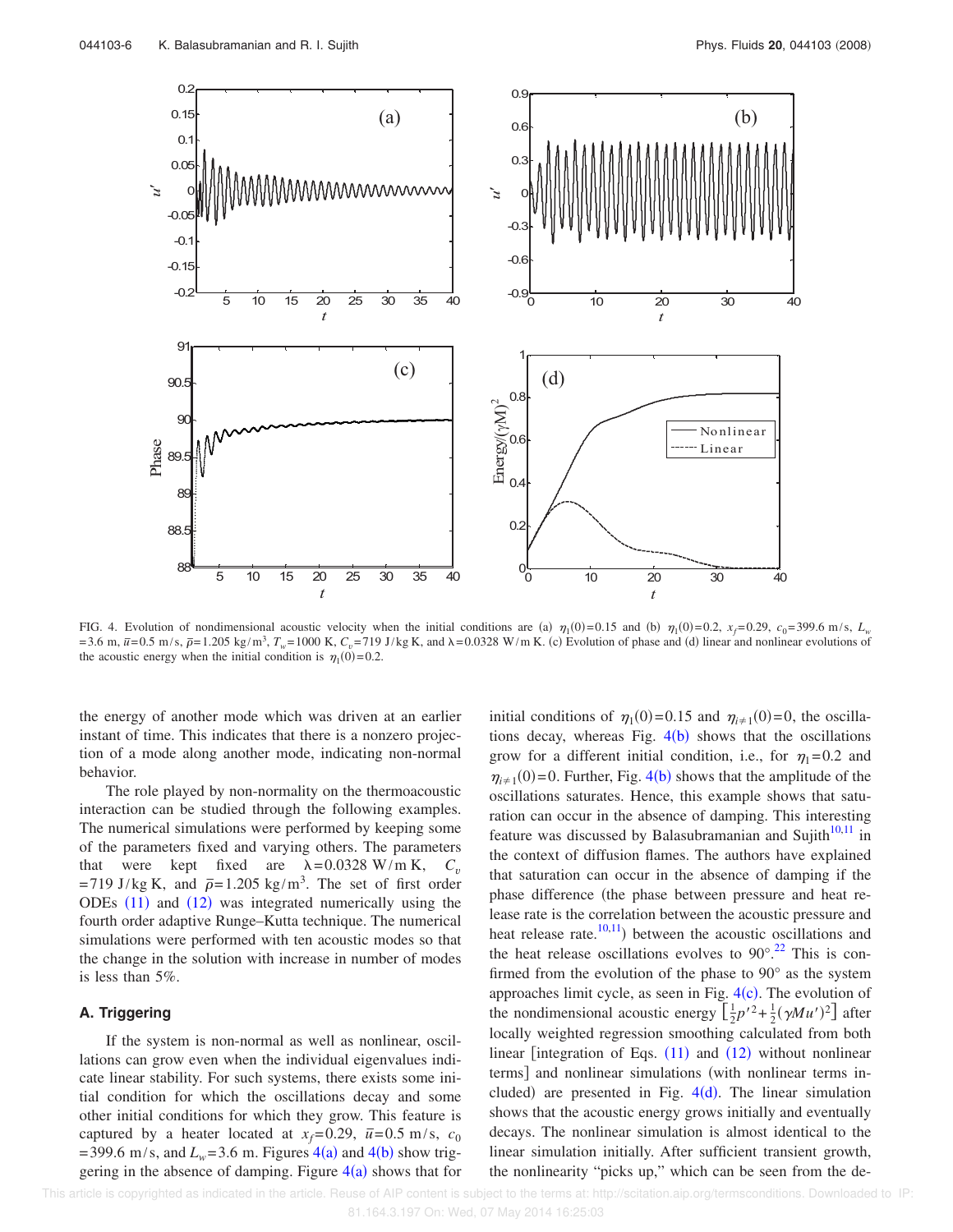FIG. 4. Evolution of nondimensional acoustic velocity when the initial conditions are (a) $\eta_1(0)=0.15$ and (b) $\eta_1(0)=0.2$, $x_f=0.29$, $c_0=399.6$ m/s, $L_w=3.6$ m, $\bar{u}=0.5$ m/s, $\bar{\rho}=1.205$ kg/m$^3$, $T_w=1000$ K, $C_v=719$ J/kg K, and $\lambda=0.0328$ W/m K. (c) Evolution of phase and (d) linear and nonlinear evolutions of the acoustic energy when the initial condition is $\eta_1(0)=0.2$.

the energy of another mode which was driven at an earlier instant of time. This indicates that there is a nonzero projection of a mode along another mode, indicating non-normal behavior.

The role played by non-normality on the thermoacoustic interaction can be studied through the following examples. The numerical simulations were performed by keeping some of the parameters fixed and varying others. The parameters that were kept fixed are $\lambda=0.0328$ W/m K, $C_v=719$ J/kg K, and $\bar{\rho}=1.205$ kg/m$^3$. The set of first order ODEs (11) and (12) was integrated numerically using the fourth order adaptive Runge–Kutta technique. The numerical simulations were performed with ten acoustic modes so that the change in the solution with increase in number of modes is less than 5%.

### A. Triggering

If the system is non-normal as well as nonlinear, oscillations can grow even when the individual eigenvalues indicate linear stability. For such systems, there exists some initial condition for which the oscillations decay and some other initial conditions for which they grow. This feature is captured by a heater located at $x_f=0.29$, $\bar{u}=0.5$ m/s, $c_0=399.6$ m/s, and $L_w=3.6$ m. Figures 4(a) and 4(b) show triggering in the absence of damping. Figure 4(a) shows that for initial conditions of $\eta_1(0)=0.15$ and $\eta_{i\neq 1}(0)=0$, the oscillations decay, whereas Fig. 4(b) shows that the oscillations grow for a different initial condition, i.e., for $\eta_1=0.2$ and $\eta_{i\neq 1}(0)=0$. Further, Fig. 4(b) shows that the amplitude of the oscillations saturates. Hence, this example shows that saturation can occur in the absence of damping. This interesting feature was discussed by Balasubramanian and Sujith[10,11] in the context of diffusion flames. The authors have explained that saturation can occur in the absence of damping if the phase difference (the phase between pressure and heat release rate is the correlation between the acoustic pressure and heat release rate.[10,11]) between the acoustic oscillations and the heat release oscillations evolves to 90°.[22] This is confirmed from the evolution of the phase to 90° as the system approaches limit cycle, as seen in Fig. 4(c). The evolution of the nondimensional acoustic energy $\left[\frac{1}{2}p'^2+\frac{1}{2}(\gamma M u')^2\right]$ after locally weighted regression smoothing calculated from both linear [integration of Eqs. (11) and (12) without nonlinear terms] and nonlinear simulations (with nonlinear terms included) are presented in Fig. 4(d). The linear simulation shows that the acoustic energy grows initially and eventually decays. The nonlinear simulation is almost identical to the linear simulation initially. After sufficient transient growth, the nonlinearity "picks up," which can be seen from the de-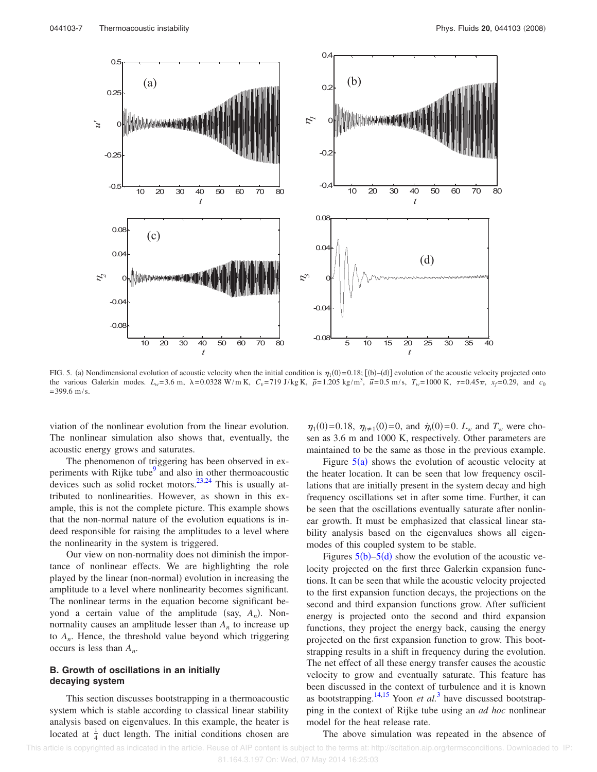FIG. 5. (a) Nondimensional evolution of acoustic velocity when the initial condition is $\eta_1(0)=0.18$; [(b)–(d)] evolution of the acoustic velocity projected onto the various Galerkin modes. $L_w=3.6$ m, $\lambda=0.0328$ W/m K, $C_v=719$ J/kg K, $\bar{\rho}=1.205$ kg/m$^3$, $\bar{u}=0.5$ m/s, $T_w=1000$ K, $\tau=0.45\pi$, $x_f=0.29$, and $c_0=399.6$ m/s.

viation of the nonlinear evolution from the linear evolution. The nonlinear simulation also shows that, eventually, the acoustic energy grows and saturates.

The phenomenon of triggering has been observed in experiments with Rijke tube[9] and also in other thermoacoustic devices such as solid rocket motors.[23,24] This is usually attributed to nonlinearities. However, as shown in this example, this is not the complete picture. This example shows that the non-normal nature of the evolution equations is indeed responsible for raising the amplitudes to a level where the nonlinearity in the system is triggered.

Our view on non-normality does not diminish the importance of nonlinear effects. We are highlighting the role played by the linear (non-normal) evolution in increasing the amplitude to a level where nonlinearity becomes significant. The nonlinear terms in the equation become significant beyond a certain value of the amplitude (say, $A_n$). Non-normality causes an amplitude lesser than $A_n$ to increase up to $A_n$. Hence, the threshold value beyond which triggering occurs is less than $A_n$.

### B. Growth of oscillations in an initially decaying system

This section discusses bootstrapping in a thermoacoustic system which is stable according to classical linear stability analysis based on eigenvalues. In this example, the heater is located at $\frac{1}{4}$ duct length. The initial conditions chosen are $\eta_1(0)=0.18$, $\eta_{i\neq 1}(0)=0$, and $\dot{\eta}_i(0)=0$. $L_w$ and $T_w$ were chosen as 3.6 m and 1000 K, respectively. Other parameters are maintained to be the same as those in the previous example.

Figure 5(a) shows the evolution of acoustic velocity at the heater location. It can be seen that low frequency oscillations that are initially present in the system decay and high frequency oscillations set in after some time. Further, it can be seen that the oscillations eventually saturate after nonlinear growth. It must be emphasized that classical linear stability analysis based on the eigenvalues shows all eigenmodes of this coupled system to be stable.

Figures 5(b)–5(d) show the evolution of the acoustic velocity projected on the first three Galerkin expansion functions. It can be seen that while the acoustic velocity projected to the first expansion function decays, the projections on the second and third expansion functions grow. After sufficient energy is projected onto the second and third expansion functions, they project the energy back, causing the energy projected on the first expansion function to grow. This bootstrapping results in a shift in frequency during the evolution. The net effect of all these energy transfer causes the acoustic velocity to grow and eventually saturate. This feature has been discussed in the context of turbulence and it is known as bootstrapping.[14,15] Yoon *et al.*[3] have discussed bootstrapping in the context of Rijke tube using an *ad hoc* nonlinear model for the heater release rate.

The above simulation was repeated in the absence of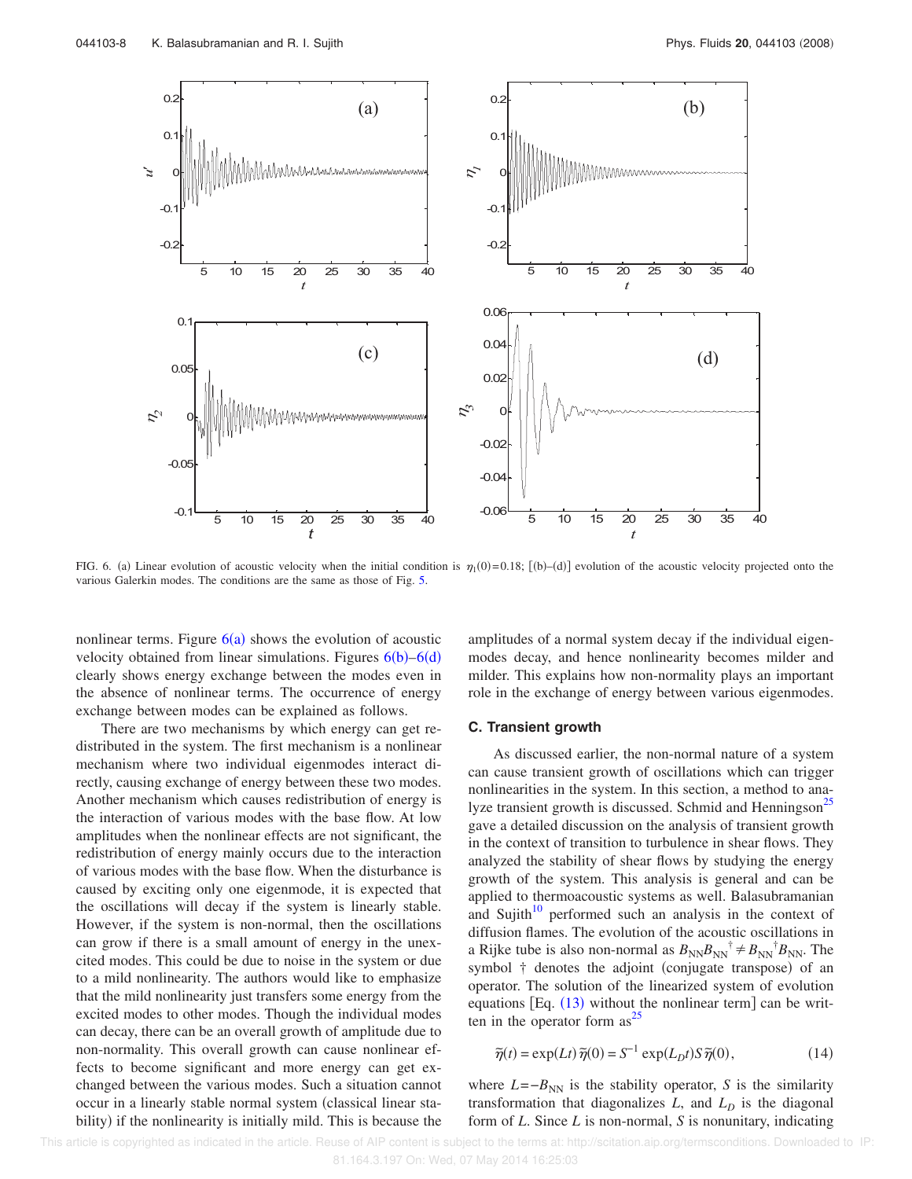(a)

$u'$

0.2
0.1
0
-0.1
-0.2

5 10 15 20 25 30 35 40

$t$

(b)

$\eta_1$

0.2
0.1
0
-0.1
-0.2

5 10 15 20 25 30 35 40

$t$

(c)

$\eta_2$

0.1
0.05
0
-0.05
-0.1

5 10 15 20 25 30 35 40

$t$

(d)

$\eta_3$

0.06
0.04
0.02
0
-0.02
-0.04
-0.06

5 10 15 20 25 30 35 40

$t$

FIG. 6. (a) Linear evolution of acoustic velocity when the initial condition is $\eta_1(0)=0.18$; [(b)–(d)] evolution of the acoustic velocity projected onto the various Galerkin modes. The conditions are the same as those of Fig. 5.

nonlinear terms. Figure 6(a) shows the evolution of acoustic velocity obtained from linear simulations. Figures 6(b)–6(d) clearly shows energy exchange between the modes even in the absence of nonlinear terms. The occurrence of energy exchange between modes can be explained as follows.

There are two mechanisms by which energy can get redistributed in the system. The first mechanism is a nonlinear mechanism where two individual eigenmodes interact directly, causing exchange of energy between these two modes. Another mechanism which causes redistribution of energy is the interaction of various modes with the base flow. At low amplitudes when the nonlinear effects are not significant, the redistribution of energy mainly occurs due to the interaction of various modes with the base flow. When the disturbance is caused by exciting only one eigenmode, it is expected that the oscillations will decay if the system is linearly stable. However, if the system is non-normal, then the oscillations can grow if there is a small amount of energy in the unexcited modes. This could be due to noise in the system or due to a mild nonlinearity. The authors would like to emphasize that the mild nonlinearity just transfers some energy from the excited modes to other modes. Though the individual modes can decay, there can be an overall growth of amplitude due to non-normality. This overall growth can cause nonlinear effects to become significant and more energy can get exchanged between the various modes. Such a situation cannot occur in a linearly stable normal system (classical linear stability) if the nonlinearity is initially mild. This is because the amplitudes of a normal system decay if the individual eigenmodes decay, and hence nonlinearity becomes milder and milder. This explains how non-normality plays an important role in the exchange of energy between various eigenmodes.

### C. Transient growth

As discussed earlier, the non-normal nature of a system can cause transient growth of oscillations which can trigger nonlinearities in the system. In this section, a method to analyze transient growth is discussed. Schmid and Henningson[25] gave a detailed discussion on the analysis of transient growth in the context of transition to turbulence in shear flows. They analyzed the stability of shear flows by studying the energy growth of the system. This analysis is general and can be applied to thermoacoustic systems as well. Balasubramanian and Sujith[10] performed such an analysis in the context of diffusion flames. The evolution of the acoustic oscillations in a Rijke tube is also non-normal as $B_{NN}B_{NN}^{\dagger} \neq B_{NN}^{\dagger}B_{NN}$. The symbol $\dagger$ denotes the adjoint (conjugate transpose) of an operator. The solution of the linearized system of evolution equations [Eq. (13) without the nonlinear term] can be written in the operator form as[25]

$$\tilde{\eta}(t) = \exp(Lt)\,\tilde{\eta}(0) = S^{-1}\exp(L_D t)S\,\tilde{\eta}(0), \tag{14}$$

where $L=-B_{NN}$ is the stability operator, $S$ is the similarity transformation that diagonalizes $L$, and $L_D$ is the diagonal form of $L$. Since $L$ is non-normal, $S$ is nonunitary, indicating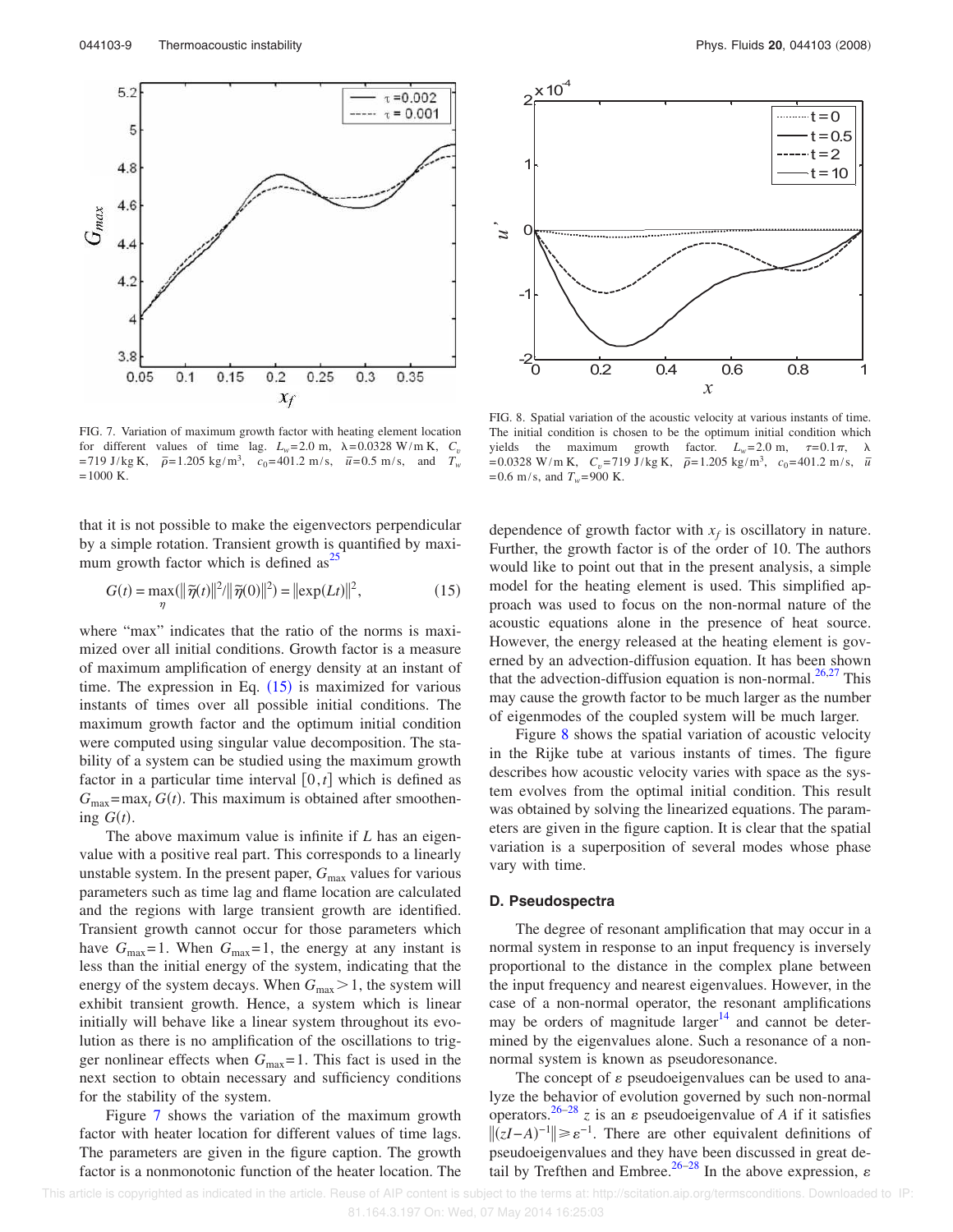FIG. 7. Variation of maximum growth factor with heating element location for different values of time lag. $L_w=2.0$ m, $\lambda=0.0328$ W/m K, $C_v=719$ J/kg K, $\bar{\rho}=1.205$ kg/m$^3$, $c_0=401.2$ m/s, $\bar{u}=0.5$ m/s, and $T_w=1000$ K.

FIG. 8. Spatial variation of the acoustic velocity at various instants of time. The initial condition is chosen to be the optimum initial condition which yields the maximum growth factor. $L_w=2.0$ m, $\tau=0.1\pi$, $\lambda=0.0328$ W/m K, $C_v=719$ J/kg K, $\bar{\rho}=1.205$ kg/m$^3$, $c_0=401.2$ m/s, $\bar{u}=0.6$ m/s, and $T_w=900$ K.

that it is not possible to make the eigenvectors perpendicular by a simple rotation. Transient growth is quantified by maximum growth factor which is defined as[25]

$$G(t) = \max_{\eta}(\|\tilde{\eta}(t)\|^2/\|\tilde{\eta}(0)\|^2) = \|\exp(Lt)\|^2, \tag{15}$$

where "max" indicates that the ratio of the norms is maximized over all initial conditions. Growth factor is a measure of maximum amplification of energy density at an instant of time. The expression in Eq. (15) is maximized for various instants of times over all possible initial conditions. The maximum growth factor and the optimum initial condition were computed using singular value decomposition. The stability of a system can be studied using the maximum growth factor in a particular time interval $[0,t]$ which is defined as $G_{\max}=\max_t G(t)$. This maximum is obtained after smoothening $G(t)$.

The above maximum value is infinite if $L$ has an eigenvalue with a positive real part. This corresponds to a linearly unstable system. In the present paper, $G_{\max}$ values for various parameters such as time lag and flame location are calculated and the regions with large transient growth are identified. Transient growth cannot occur for those parameters which have $G_{\max}=1$. When $G_{\max}=1$, the energy at any instant is less than the initial energy of the system, indicating that the energy of the system decays. When $G_{\max}>1$, the system will exhibit transient growth. Hence, a system which is linear initially will behave like a linear system throughout its evolution as there is no amplification of the oscillations to trigger nonlinear effects when $G_{\max}=1$. This fact is used in the next section to obtain necessary and sufficiency conditions for the stability of the system.

Figure 7 shows the variation of the maximum growth factor with heater location for different values of time lags. The parameters are given in the figure caption. The growth factor is a nonmonotonic function of the heater location. The dependence of growth factor with $x_f$ is oscillatory in nature. Further, the growth factor is of the order of 10. The authors would like to point out that in the present analysis, a simple model for the heating element is used. This simplified approach was used to focus on the non-normal nature of the acoustic equations alone in the presence of heat source. However, the energy released at the heating element is governed by an advection-diffusion equation. It has been shown that the advection-diffusion equation is non-normal.[26,27] This may cause the growth factor to be much larger as the number of eigenmodes of the coupled system will be much larger.

Figure 8 shows the spatial variation of acoustic velocity in the Rijke tube at various instants of times. The figure describes how acoustic velocity varies with space as the system evolves from the optimal initial condition. This result was obtained by solving the linearized equations. The parameters are given in the figure caption. It is clear that the spatial variation is a superposition of several modes whose phase vary with time.

### D. Pseudospectra

The degree of resonant amplification that may occur in a normal system in response to an input frequency is inversely proportional to the distance in the complex plane between the input frequency and nearest eigenvalues. However, in the case of a non-normal operator, the resonant amplifications may be orders of magnitude larger[14] and cannot be determined by the eigenvalues alone. Such a resonance of a non-normal system is known as pseudoresonance.

The concept of $\varepsilon$ pseudoeigenvalues can be used to analyze the behavior of evolution governed by such non-normal operators.[26–28] $z$ is an $\varepsilon$ pseudoeigenvalue of $A$ if it satisfies $\|(zI-A)^{-1}\| \geq \varepsilon^{-1}$. There are other equivalent definitions of pseudoeigenvalues and they have been discussed in great detail by Trefthen and Embree.[26–28] In the above expression, $\varepsilon$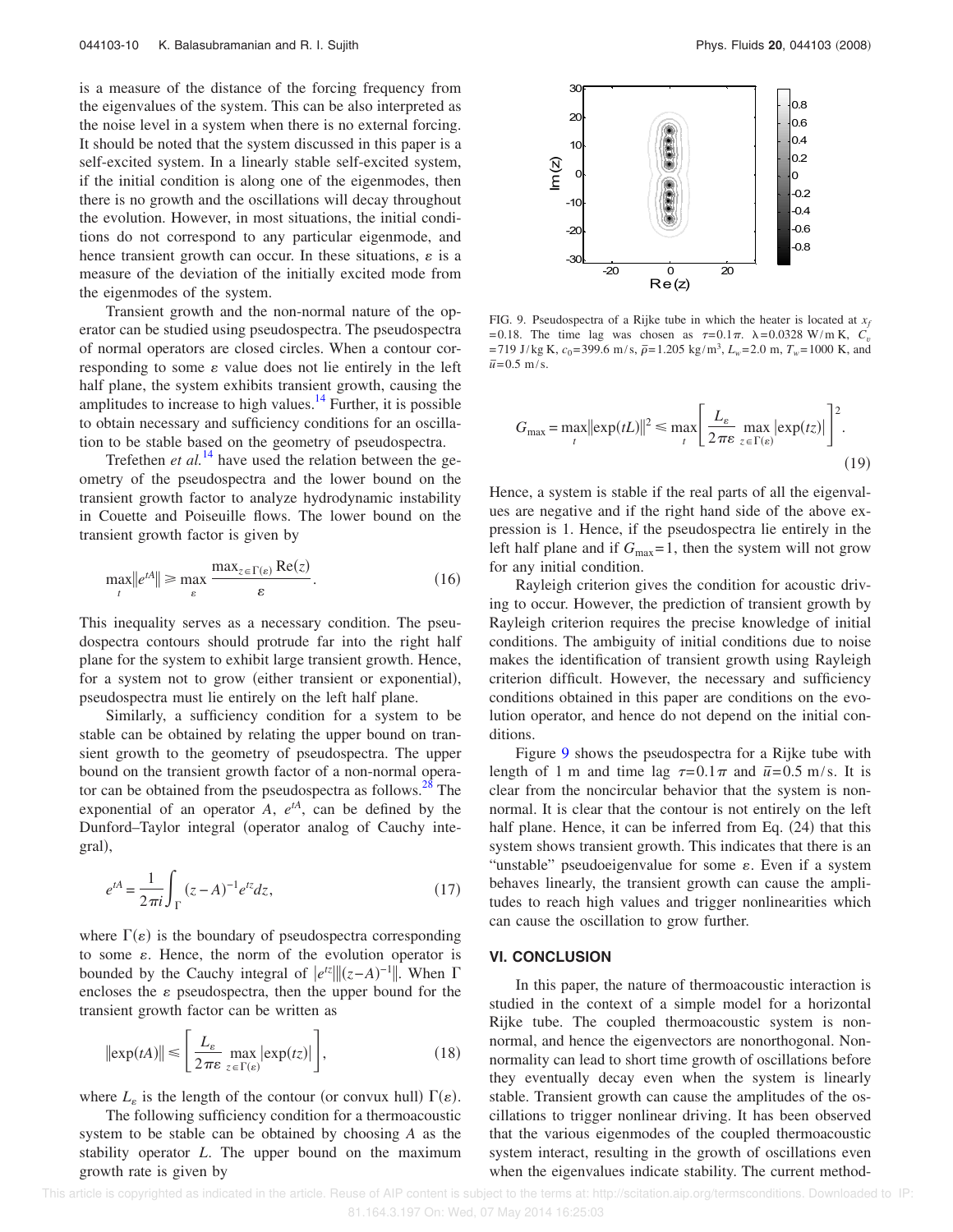is a measure of the distance of the forcing frequency from the eigenvalues of the system. This can be also interpreted as the noise level in a system when there is no external forcing. It should be noted that the system discussed in this paper is a self-excited system. In a linearly stable self-excited system, if the initial condition is along one of the eigenmodes, then there is no growth and the oscillations will decay throughout the evolution. However, in most situations, the initial conditions do not correspond to any particular eigenmode, and hence transient growth can occur. In these situations, $\varepsilon$ is a measure of the deviation of the initially excited mode from the eigenmodes of the system.

Transient growth and the non-normal nature of the operator can be studied using pseudospectra. The pseudospectra of normal operators are closed circles. When a contour corresponding to some $\varepsilon$ value does not lie entirely in the left half plane, the system exhibits transient growth, causing the amplitudes to increase to high values.[14] Further, it is possible to obtain necessary and sufficiency conditions for an oscillation to be stable based on the geometry of pseudospectra.

Trefethen *et al.*[14] have used the relation between the geometry of the pseudospectra and the lower bound on the transient growth factor to analyze hydrodynamic instability in Couette and Poiseuille flows. The lower bound on the transient growth factor is given by

$$\max_t \|e^{tA}\| \geq \max_\varepsilon \frac{\max_{z\in\Gamma(\varepsilon)} \mathrm{Re}(z)}{\varepsilon}. \tag{16}$$

This inequality serves as a necessary condition. The pseudospectra contours should protrude far into the right half plane for the system to exhibit large transient growth. Hence, for a system not to grow (either transient or exponential), pseudospectra must lie entirely on the left half plane.

Similarly, a sufficiency condition for a system to be stable can be obtained by relating the upper bound on transient growth to the geometry of pseudospectra. The upper bound on the transient growth factor of a non-normal operator can be obtained from the pseudospectra as follows.[28] The exponential of an operator $A$, $e^{tA}$, can be defined by the Dunford–Taylor integral (operator analog of Cauchy integral),

$$e^{tA} = \frac{1}{2\pi i}\int_\Gamma (z-A)^{-1} e^{tz} dz, \tag{17}$$

where $\Gamma(\varepsilon)$ is the boundary of pseudospectra corresponding to some $\varepsilon$. Hence, the norm of the evolution operator is bounded by the Cauchy integral of $|e^{tz}|\|(z-A)^{-1}\|$. When $\Gamma$ encloses the $\varepsilon$ pseudospectra, then the upper bound for the transient growth factor can be written as

$$\|\exp(tA)\| \leq \left[\frac{L_\varepsilon}{2\pi\varepsilon} \max_{z\in\Gamma(\varepsilon)} |\exp(tz)|\right], \tag{18}$$

where $L_\varepsilon$ is the length of the contour (or convux hull) $\Gamma(\varepsilon)$.

The following sufficiency condition for a thermoacoustic system to be stable can be obtained by choosing $A$ as the stability operator $L$. The upper bound on the maximum growth rate is given by

FIG. 9. Pseudospectra of a Rijke tube in which the heater is located at $x_f = 0.18$. The time lag was chosen as $\tau = 0.1\pi$. $\lambda = 0.0328$ W/m K, $C_v = 719$ J/kg K, $c_0 = 399.6$ m/s, $\bar{\rho} = 1.205$ kg/m$^3$, $L_w = 2.0$ m, $T_w = 1000$ K, and $\bar{u} = 0.5$ m/s.

$$G_{\max} = \max_t \|\exp(tL)\|^2 \leq \max_t \left[\frac{L_\varepsilon}{2\pi\varepsilon} \max_{z\in\Gamma(\varepsilon)} |\exp(tz)|\right]^2. \tag{19}$$

Hence, a system is stable if the real parts of all the eigenvalues are negative and if the right hand side of the above expression is 1. Hence, if the pseudospectra lie entirely in the left half plane and if $G_{\max} = 1$, then the system will not grow for any initial condition.

Rayleigh criterion gives the condition for acoustic driving to occur. However, the prediction of transient growth by Rayleigh criterion requires the precise knowledge of initial conditions. The ambiguity of initial conditions due to noise makes the identification of transient growth using Rayleigh criterion difficult. However, the necessary and sufficiency conditions obtained in this paper are conditions on the evolution operator, and hence do not depend on the initial conditions.

Figure 9 shows the pseudospectra for a Rijke tube with length of 1 m and time lag $\tau = 0.1\pi$ and $\bar{u} = 0.5$ m/s. It is clear from the noncircular behavior that the system is nonnormal. It is clear that the contour is not entirely on the left half plane. Hence, it can be inferred from Eq. (24) that this system shows transient growth. This indicates that there is an "unstable" pseudoeigenvalue for some $\varepsilon$. Even if a system behaves linearly, the transient growth can cause the amplitudes to reach high values and trigger nonlinearities which can cause the oscillation to grow further.

## VI. CONCLUSION

In this paper, the nature of thermoacoustic interaction is studied in the context of a simple model for a horizontal Rijke tube. The coupled thermoacoustic system is nonnormal, and hence the eigenvectors are nonorthogonal. Nonnormality can lead to short time growth of oscillations before they eventually decay even when the system is linearly stable. Transient growth can cause the amplitudes of the oscillations to trigger nonlinear driving. It has been observed that the various eigenmodes of the coupled thermoacoustic system interact, resulting in the growth of oscillations even when the eigenvalues indicate stability. The current method-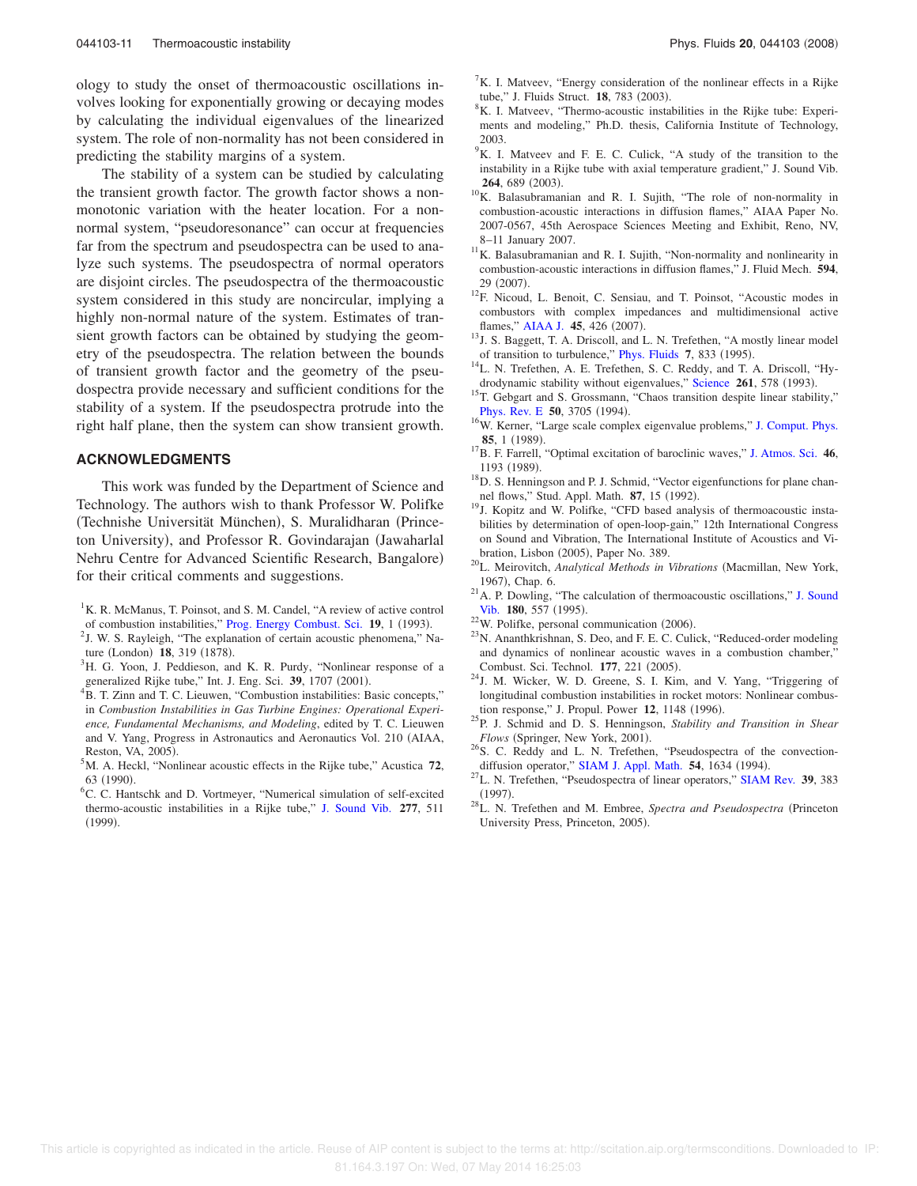ology to study the onset of thermoacoustic oscillations involves looking for exponentially growing or decaying modes by calculating the individual eigenvalues of the linearized system. The role of non-normality has not been considered in predicting the stability margins of a system.

The stability of a system can be studied by calculating the transient growth factor. The growth factor shows a nonmonotonic variation with the heater location. For a nonnormal system, "pseudoresonance" can occur at frequencies far from the spectrum and pseudospectra can be used to analyze such systems. The pseudospectra of normal operators are disjoint circles. The pseudospectra of the thermoacoustic system considered in this study are noncircular, implying a highly non-normal nature of the system. Estimates of transient growth factors can be obtained by studying the geometry of the pseudospectra. The relation between the bounds of transient growth factor and the geometry of the pseudospectra provide necessary and sufficient conditions for the stability of a system. If the pseudospectra protrude into the right half plane, then the system can show transient growth.

## ACKNOWLEDGMENTS

This work was funded by the Department of Science and Technology. The authors wish to thank Professor W. Polifke (Technishe Universität München), S. Muralidharan (Princeton University), and Professor R. Govindarajan (Jawaharlal Nehru Centre for Advanced Scientific Research, Bangalore) for their critical comments and suggestions.

[1] K. R. McManus, T. Poinsot, and S. M. Candel, "A review of active control of combustion instabilities," Prog. Energy Combust. Sci. **19**, 1 (1993).

[2] J. W. S. Rayleigh, "The explanation of certain acoustic phenomena," Nature (London) **18**, 319 (1878).

[3] H. G. Yoon, J. Peddieson, and K. R. Purdy, "Nonlinear response of a generalized Rijke tube," Int. J. Eng. Sci. **39**, 1707 (2001).

[4] B. T. Zinn and T. C. Lieuwen, "Combustion instabilities: Basic concepts," in *Combustion Instabilities in Gas Turbine Engines: Operational Experience, Fundamental Mechanisms, and Modeling*, edited by T. C. Lieuwen and V. Yang, Progress in Astronautics and Aeronautics Vol. 210 (AIAA, Reston, VA, 2005).

[5] M. A. Heckl, "Nonlinear acoustic effects in the Rijke tube," Acustica **72**, 63 (1990).

[6] C. C. Hantschk and D. Vortmeyer, "Numerical simulation of self-excited thermo-acoustic instabilities in a Rijke tube," J. Sound Vib. **277**, 511 (1999).

[7] K. I. Matveev, "Energy consideration of the nonlinear effects in a Rijke tube," J. Fluids Struct. **18**, 783 (2003).

[8] K. I. Matveev, "Thermo-acoustic instabilities in the Rijke tube: Experiments and modeling," Ph.D. thesis, California Institute of Technology, 2003.

[9] K. I. Matveev and F. E. C. Culick, "A study of the transition to the instability in a Rijke tube with axial temperature gradient," J. Sound Vib. **264**, 689 (2003).

[10] K. Balasubramanian and R. I. Sujith, "The role of non-normality in combustion-acoustic interactions in diffusion flames," AIAA Paper No. 2007-0567, 45th Aerospace Sciences Meeting and Exhibit, Reno, NV, 8–11 January 2007.

[11] K. Balasubramanian and R. I. Sujith, "Non-normality and nonlinearity in combustion-acoustic interactions in diffusion flames," J. Fluid Mech. **594**, 29 (2007).

[12] F. Nicoud, L. Benoit, C. Sensiau, and T. Poinsot, "Acoustic modes in combustors with complex impedances and multidimensional active flames," AIAA J. **45**, 426 (2007).

[13] J. S. Baggett, T. A. Driscoll, and L. N. Trefethen, "A mostly linear model of transition to turbulence," Phys. Fluids **7**, 833 (1995).

[14] L. N. Trefethen, A. E. Trefethen, S. C. Reddy, and T. A. Driscoll, "Hydrodynamic stability without eigenvalues," Science **261**, 578 (1993).

[15] T. Gebgart and S. Grossmann, "Chaos transition despite linear stability," Phys. Rev. E **50**, 3705 (1994).

[16] W. Kerner, "Large scale complex eigenvalue problems," J. Comput. Phys. **85**, 1 (1989).

[17] B. F. Farrell, "Optimal excitation of baroclinic waves," J. Atmos. Sci. **46**, 1193 (1989).

[18] D. S. Henningson and P. J. Schmid, "Vector eigenfunctions for plane channel flows," Stud. Appl. Math. **87**, 15 (1992).

[19] J. Kopitz and W. Polifke, "CFD based analysis of thermoacoustic instabilities by determination of open-loop-gain," 12th International Congress on Sound and Vibration, The International Institute of Acoustics and Vibration, Lisbon (2005), Paper No. 389.

[20] L. Meirovitch, *Analytical Methods in Vibrations* (Macmillan, New York, 1967), Chap. 6.

[21] A. P. Dowling, "The calculation of thermoacoustic oscillations," J. Sound Vib. **180**, 557 (1995).

[22] W. Polifke, personal communication (2006).

[23] N. Ananthkrishnan, S. Deo, and F. E. C. Culick, "Reduced-order modeling and dynamics of nonlinear acoustic waves in a combustion chamber," Combust. Sci. Technol. **177**, 221 (2005).

[24] J. M. Wicker, W. D. Greene, S. I. Kim, and V. Yang, "Triggering of longitudinal combustion instabilities in rocket motors: Nonlinear combustion response," J. Propul. Power **12**, 1148 (1996).

[25] P. J. Schmid and D. S. Henningson, *Stability and Transition in Shear Flows* (Springer, New York, 2001).

[26] S. C. Reddy and L. N. Trefethen, "Pseudospectra of the convection-diffusion operator," SIAM J. Appl. Math. **54**, 1634 (1994).

[27] L. N. Trefethen, "Pseudospectra of linear operators," SIAM Rev. **39**, 383 (1997).

[28] L. N. Trefethen and M. Embree, *Spectra and Pseudospectra* (Princeton University Press, Princeton, 2005).